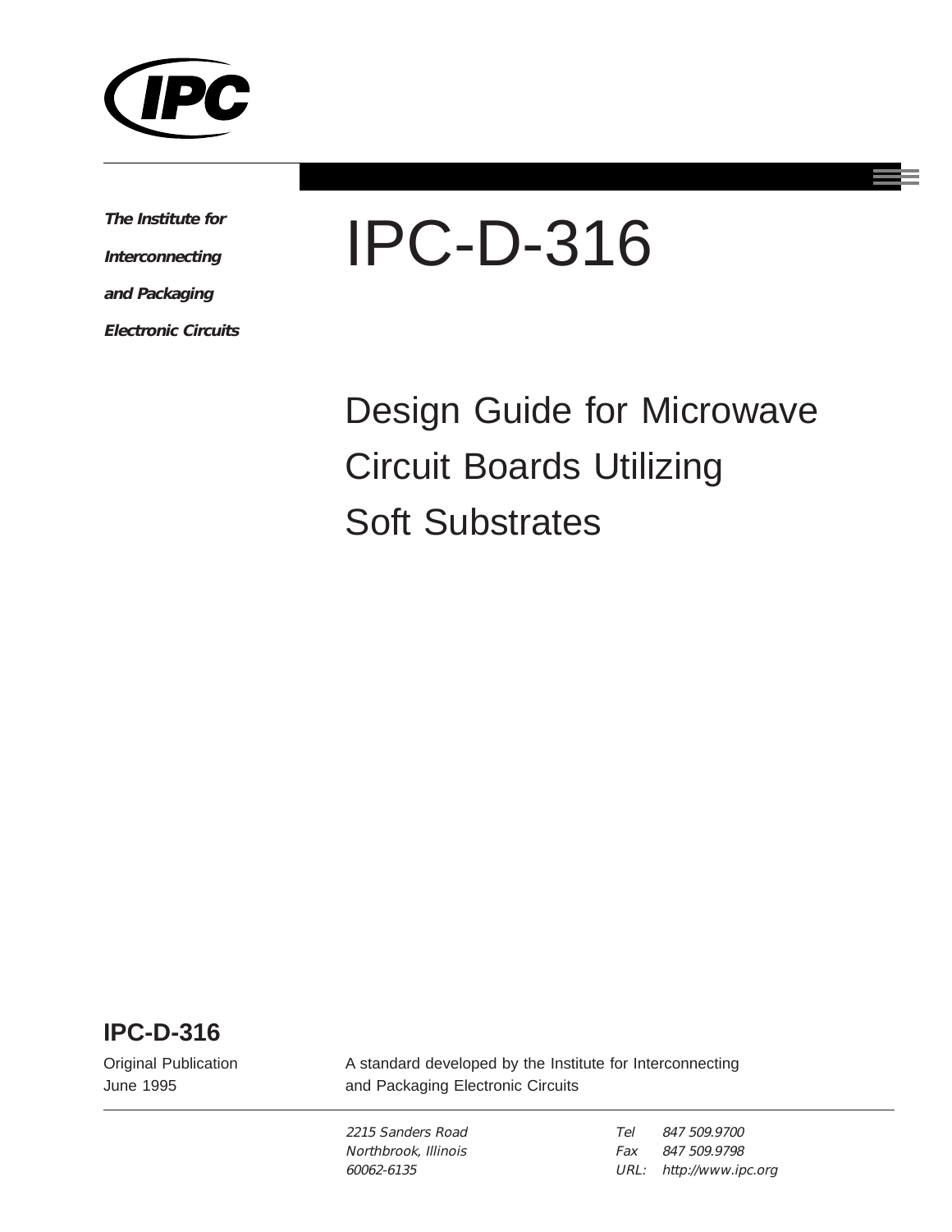**IPC**

***The Institute for Interconnecting and Packaging Electronic Circuits***

# IPC-D-316

## Design Guide for Microwave Circuit Boards Utilizing Soft Substrates

**IPC-D-316**

Original Publication
June 1995

A standard developed by the Institute for Interconnecting and Packaging Electronic Circuits

*2215 Sanders Road*
*Northbrook, Illinois*
*60062-6135*

*Tel 847 509.9700*
*Fax 847 509.9798*
*URL: http://www.ipc.org*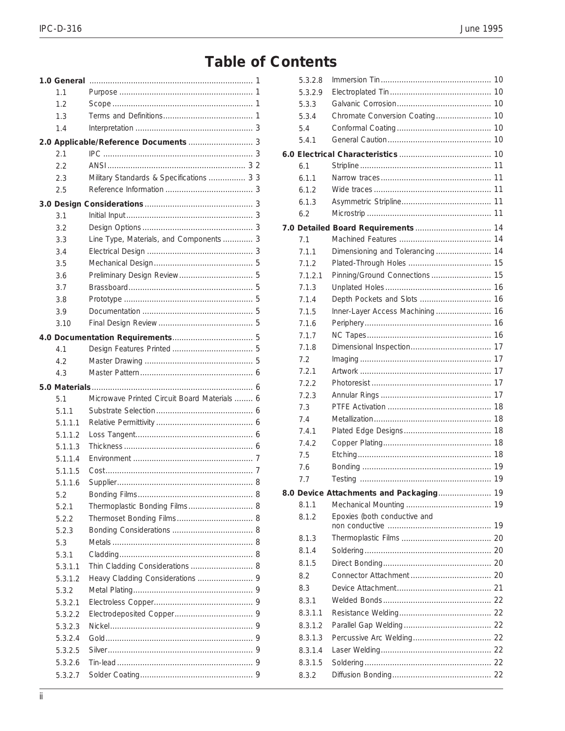# Table of Contents

**1.0 General** ........ 1
- 1.1 Purpose ........ 1
- 1.2 Scope ........ 1
- 1.3 Terms and Definitions ........ 1
- 1.4 Interpretation ........ 3

**2.0 Applicable/Reference Documents** ........ 3
- 2.1 IPC ........ 3
- 2.2 ANSI ........ 3 2
- 2.3 Military Standards & Specifications ........ 3 3
- 2.5 Reference Information ........ 3

**3.0 Design Considerations** ........ 3
- 3.1 Initial Input ........ 3
- 3.2 Design Options ........ 3
- 3.3 Line Type, Materials, and Components ........ 3
- 3.4 Electrical Design ........ 3
- 3.5 Mechanical Design ........ 5
- 3.6 Preliminary Design Review ........ 5
- 3.7 Brassboard ........ 5
- 3.8 Prototype ........ 5
- 3.9 Documentation ........ 5
- 3.10 Final Design Review ........ 5

**4.0 Documentation Requirements** ........ 5
- 4.1 Design Features Printed ........ 5
- 4.2 Master Drawing ........ 5
- 4.3 Master Pattern ........ 6

**5.0 Materials** ........ 6
- 5.1 Microwave Printed Circuit Board Materials ........ 6
- 5.1.1 Substrate Selection ........ 6
- 5.1.1.1 Relative Permittivity ........ 6
- 5.1.1.2 Loss Tangent ........ 6
- 5.1.1.3 Thickness ........ 6
- 5.1.1.4 Environment ........ 7
- 5.1.1.5 Cost ........ 7
- 5.1.1.6 Supplier ........ 8
- 5.2 Bonding Films ........ 8
- 5.2.1 Thermoplastic Bonding Films ........ 8
- 5.2.2 Thermoset Bonding Films ........ 8
- 5.2.3 Bonding Considerations ........ 8
- 5.3 Metals ........ 8
- 5.3.1 Cladding ........ 8
- 5.3.1.1 Thin Cladding Considerations ........ 8
- 5.3.1.2 Heavy Cladding Considerations ........ 9
- 5.3.2 Metal Plating ........ 9
- 5.3.2.1 Electroless Copper ........ 9
- 5.3.2.2 Electrodeposited Copper ........ 9
- 5.3.2.3 Nickel ........ 9
- 5.3.2.4 Gold ........ 9
- 5.3.2.5 Silver ........ 9
- 5.3.2.6 Tin-lead ........ 9
- 5.3.2.7 Solder Coating ........ 9
- 5.3.2.8 Immersion Tin ........ 10
- 5.3.2.9 Electroplated Tin ........ 10
- 5.3.3 Galvanic Corrosion ........ 10
- 5.3.4 Chromate Conversion Coating ........ 10
- 5.4 Conformal Coating ........ 10
- 5.4.1 General Caution ........ 10

**6.0 Electrical Characteristics** ........ 10
- 6.1 Stripline ........ 11
- 6.1.1 Narrow traces ........ 11
- 6.1.2 Wide traces ........ 11
- 6.1.3 Asymmetric Stripline ........ 11
- 6.2 Microstrip ........ 11

**7.0 Detailed Board Requirements** ........ 14
- 7.1 Machined Features ........ 14
- 7.1.1 Dimensioning and Tolerancing ........ 14
- 7.1.2 Plated-Through Holes ........ 15
- 7.1.2.1 Pinning/Ground Connections ........ 15
- 7.1.3 Unplated Holes ........ 16
- 7.1.4 Depth Pockets and Slots ........ 16
- 7.1.5 Inner-Layer Access Machining ........ 16
- 7.1.6 Periphery ........ 16
- 7.1.7 NC Tapes ........ 16
- 7.1.8 Dimensional Inspection ........ 17
- 7.2 Imaging ........ 17
- 7.2.1 Artwork ........ 17
- 7.2.2 Photoresist ........ 17
- 7.2.3 Annular Rings ........ 17
- 7.3 PTFE Activation ........ 18
- 7.4 Metallization ........ 18
- 7.4.1 Plated Edge Designs ........ 18
- 7.4.2 Copper Plating ........ 18
- 7.5 Etching ........ 18
- 7.6 Bonding ........ 19
- 7.7 Testing ........ 19

**8.0 Device Attachments and Packaging** ........ 19
- 8.1.1 Mechanical Mounting ........ 19
- 8.1.2 Epoxies (both conductive and non conductive ........ 19
- 8.1.3 Thermoplastic Films ........ 20
- 8.1.4 Soldering ........ 20
- 8.1.5 Direct Bonding ........ 20
- 8.2 Connector Attachment ........ 20
- 8.3 Device Attachment ........ 21
- 8.3.1 Welded Bonds ........ 22
- 8.3.1.1 Resistance Welding ........ 22
- 8.3.1.2 Parallel Gap Welding ........ 22
- 8.3.1.3 Percussive Arc Welding ........ 22
- 8.3.1.4 Laser Welding ........ 22
- 8.3.1.5 Soldering ........ 22
- 8.3.2 Diffusion Bonding ........ 22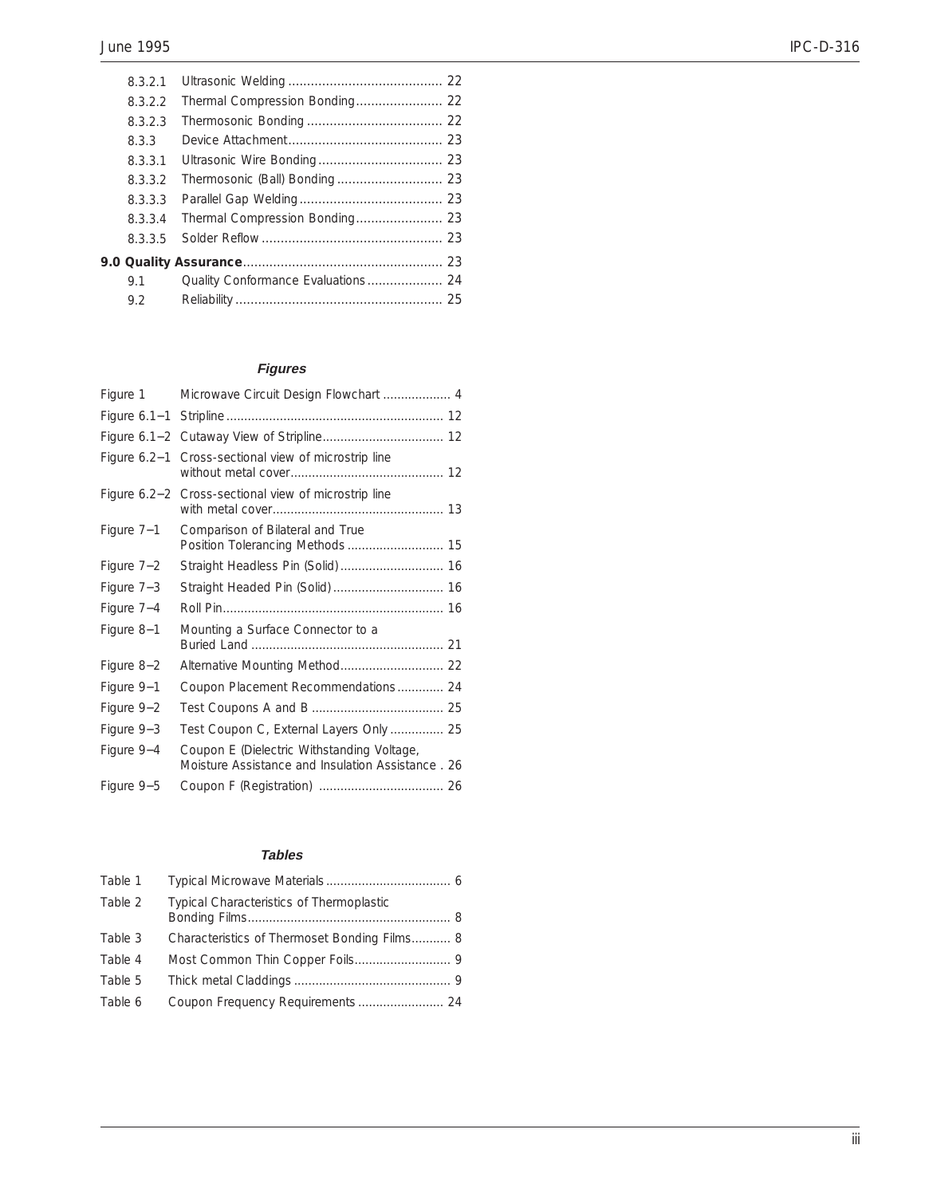8.3.2.1 Ultrasonic Welding ......................................... 22
8.3.2.2 Thermal Compression Bonding....................... 22
8.3.2.3 Thermosonic Bonding .................................... 22
8.3.3 Device Attachment......................................... 23
8.3.3.1 Ultrasonic Wire Bonding ................................. 23
8.3.3.2 Thermosonic (Ball) Bonding ............................ 23
8.3.3.3 Parallel Gap Welding ...................................... 23
8.3.3.4 Thermal Compression Bonding....................... 23
8.3.3.5 Solder Reflow ................................................ 23

**9.0 Quality Assurance**..................................................... 23
9.1 Quality Conformance Evaluations .................... 24
9.2 Reliability ....................................................... 25

### *Figures*

Figure 1 Microwave Circuit Design Flowchart ................... 4
Figure 6.1–1 Stripline ............................................................ 12
Figure 6.1–2 Cutaway View of Stripline................................. 12
Figure 6.2–1 Cross-sectional view of microstrip line without metal cover........................................... 12
Figure 6.2–2 Cross-sectional view of microstrip line with metal cover................................................ 13
Figure 7–1 Comparison of Bilateral and True Position Tolerancing Methods ........................... 15
Figure 7–2 Straight Headless Pin (Solid)............................. 16
Figure 7–3 Straight Headed Pin (Solid)............................... 16
Figure 7–4 Roll Pin............................................................. 16
Figure 8–1 Mounting a Surface Connector to a Buried Land ...................................................... 21
Figure 8–2 Alternative Mounting Method............................. 22
Figure 9–1 Coupon Placement Recommendations ............. 24
Figure 9–2 Test Coupons A and B ..................................... 25
Figure 9–3 Test Coupon C, External Layers Only ............... 25
Figure 9–4 Coupon E (Dielectric Withstanding Voltage, Moisture Assistance and Insulation Assistance . 26
Figure 9–5 Coupon F (Registration) ................................... 26

### *Tables*

Table 1 Typical Microwave Materials ................................... 6
Table 2 Typical Characteristics of Thermoplastic Bonding Films........................................................ 8
Table 3 Characteristics of Thermoset Bonding Films........... 8
Table 4 Most Common Thin Copper Foils........................... 9
Table 5 Thick metal Claddings ............................................ 9
Table 6 Coupon Frequency Requirements ........................ 24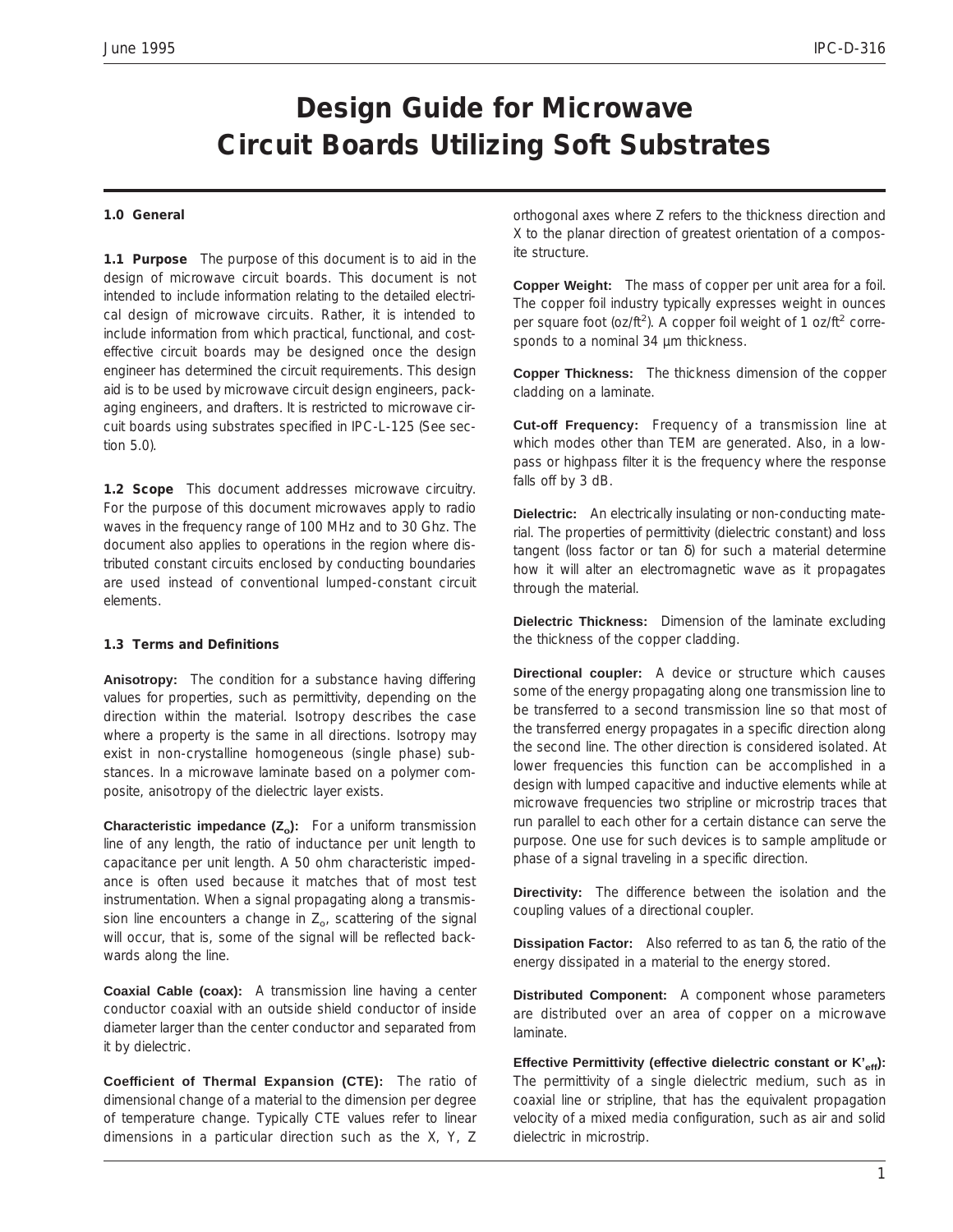# Design Guide for Microwave Circuit Boards Utilizing Soft Substrates

**1.0 General**

**1.1 Purpose** The purpose of this document is to aid in the design of microwave circuit boards. This document is not intended to include information relating to the detailed electrical design of microwave circuits. Rather, it is intended to include information from which practical, functional, and cost-effective circuit boards may be designed once the design engineer has determined the circuit requirements. This design aid is to be used by microwave circuit design engineers, packaging engineers, and drafters. It is restricted to microwave circuit boards using substrates specified in IPC-L-125 (See section 5.0).

**1.2 Scope** This document addresses microwave circuitry. For the purpose of this document microwaves apply to radio waves in the frequency range of 100 MHz and to 30 Ghz. The document also applies to operations in the region where distributed constant circuits enclosed by conducting boundaries are used instead of conventional lumped-constant circuit elements.

**1.3 Terms and Definitions**

**Anisotropy:** The condition for a substance having differing values for properties, such as permittivity, depending on the direction within the material. Isotropy describes the case where a property is the same in all directions. Isotropy may exist in non-crystalline homogeneous (single phase) substances. In a microwave laminate based on a polymer composite, anisotropy of the dielectric layer exists.

**Characteristic impedance ($Z_o$):** For a uniform transmission line of any length, the ratio of inductance per unit length to capacitance per unit length. A 50 ohm characteristic impedance is often used because it matches that of most test instrumentation. When a signal propagating along a transmission line encounters a change in $Z_o$, scattering of the signal will occur, that is, some of the signal will be reflected backwards along the line.

**Coaxial Cable (coax):** A transmission line having a center conductor coaxial with an outside shield conductor of inside diameter larger than the center conductor and separated from it by dielectric.

**Coefficient of Thermal Expansion (CTE):** The ratio of dimensional change of a material to the dimension per degree of temperature change. Typically CTE values refer to linear dimensions in a particular direction such as the X, Y, Z orthogonal axes where Z refers to the thickness direction and X to the planar direction of greatest orientation of a composite structure.

**Copper Weight:** The mass of copper per unit area for a foil. The copper foil industry typically expresses weight in ounces per square foot (oz/ft$^2$). A copper foil weight of 1 oz/ft$^2$ corresponds to a nominal 34 µm thickness.

**Copper Thickness:** The thickness dimension of the copper cladding on a laminate.

**Cut-off Frequency:** Frequency of a transmission line at which modes other than TEM are generated. Also, in a lowpass or highpass filter it is the frequency where the response falls off by 3 dB.

**Dielectric:** An electrically insulating or non-conducting material. The properties of permittivity (dielectric constant) and loss tangent (loss factor or tan δ) for such a material determine how it will alter an electromagnetic wave as it propagates through the material.

**Dielectric Thickness:** Dimension of the laminate excluding the thickness of the copper cladding.

**Directional coupler:** A device or structure which causes some of the energy propagating along one transmission line to be transferred to a second transmission line so that most of the transferred energy propagates in a specific direction along the second line. The other direction is considered isolated. At lower frequencies this function can be accomplished in a design with lumped capacitive and inductive elements while at microwave frequencies two stripline or microstrip traces that run parallel to each other for a certain distance can serve the purpose. One use for such devices is to sample amplitude or phase of a signal traveling in a specific direction.

**Directivity:** The difference between the isolation and the coupling values of a directional coupler.

**Dissipation Factor:** Also referred to as tan δ, the ratio of the energy dissipated in a material to the energy stored.

**Distributed Component:** A component whose parameters are distributed over an area of copper on a microwave laminate.

**Effective Permittivity (effective dielectric constant or $K'_{eff}$):** The permittivity of a single dielectric medium, such as in coaxial line or stripline, that has the equivalent propagation velocity of a mixed media configuration, such as air and solid dielectric in microstrip.